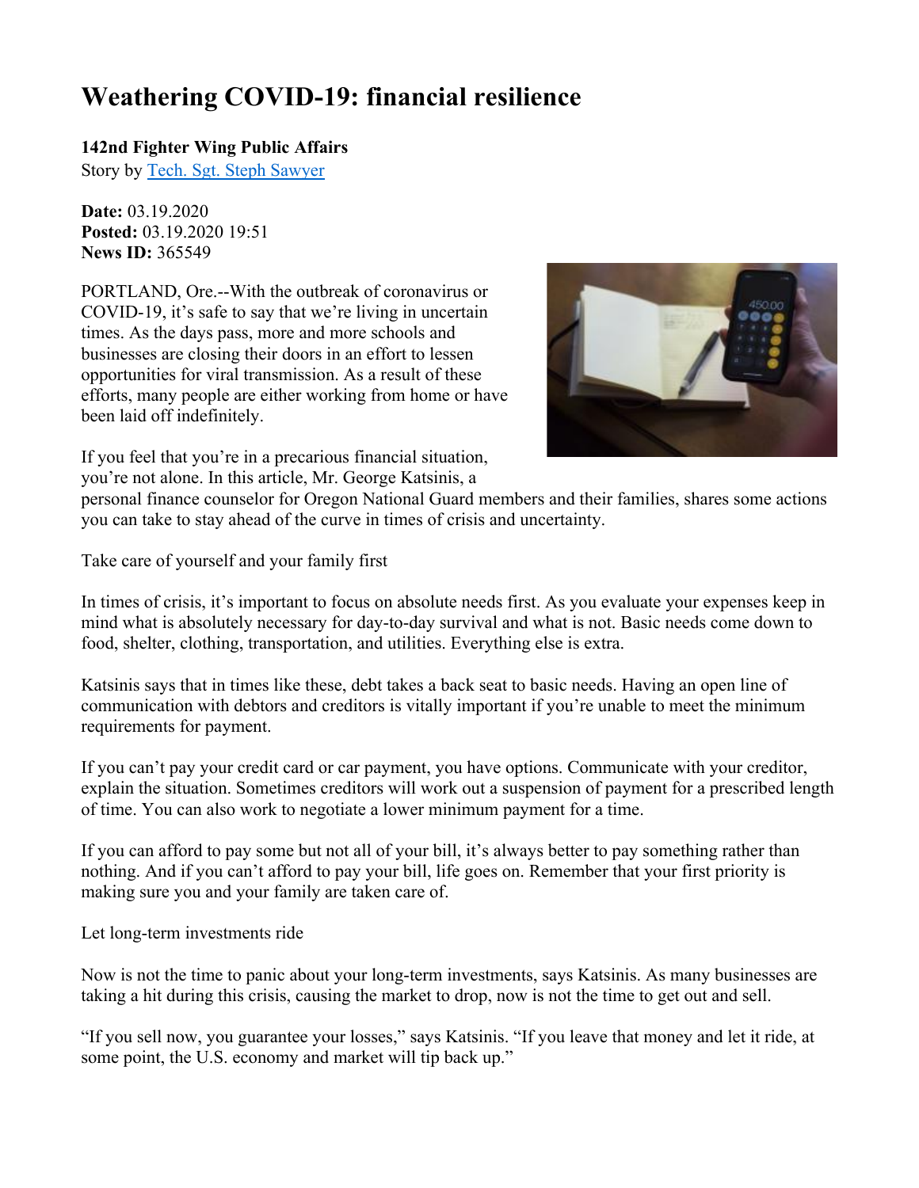# Weathering COVID-19: financial resilience

**142nd Fighter Wing Public Affairs**
Story by Tech. Sgt. Steph Sawyer

**Date:** 03.19.2020
**Posted:** 03.19.2020 19:51
**News ID:** 365549

PORTLAND, Ore.--With the outbreak of coronavirus or COVID-19, it's safe to say that we're living in uncertain times. As the days pass, more and more schools and businesses are closing their doors in an effort to lessen opportunities for viral transmission. As a result of these efforts, many people are either working from home or have been laid off indefinitely.

If you feel that you're in a precarious financial situation, you're not alone. In this article, Mr. George Katsinis, a personal finance counselor for Oregon National Guard members and their families, shares some actions you can take to stay ahead of the curve in times of crisis and uncertainty.

Take care of yourself and your family first

In times of crisis, it's important to focus on absolute needs first. As you evaluate your expenses keep in mind what is absolutely necessary for day-to-day survival and what is not. Basic needs come down to food, shelter, clothing, transportation, and utilities. Everything else is extra.

Katsinis says that in times like these, debt takes a back seat to basic needs. Having an open line of communication with debtors and creditors is vitally important if you're unable to meet the minimum requirements for payment.

If you can't pay your credit card or car payment, you have options. Communicate with your creditor, explain the situation. Sometimes creditors will work out a suspension of payment for a prescribed length of time. You can also work to negotiate a lower minimum payment for a time.

If you can afford to pay some but not all of your bill, it's always better to pay something rather than nothing. And if you can't afford to pay your bill, life goes on. Remember that your first priority is making sure you and your family are taken care of.

Let long-term investments ride

Now is not the time to panic about your long-term investments, says Katsinis. As many businesses are taking a hit during this crisis, causing the market to drop, now is not the time to get out and sell.

"If you sell now, you guarantee your losses," says Katsinis. "If you leave that money and let it ride, at some point, the U.S. economy and market will tip back up."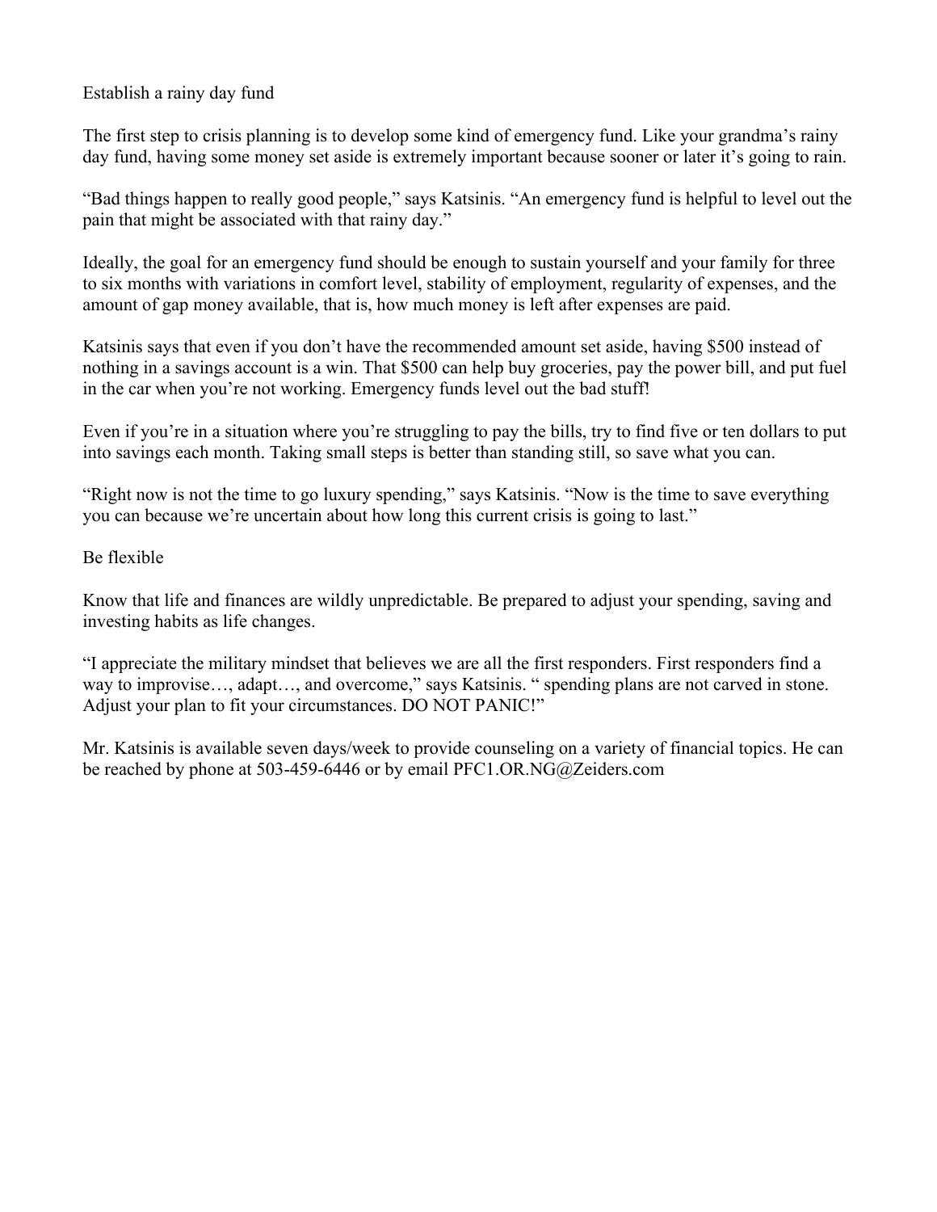## Establish a rainy day fund

The first step to crisis planning is to develop some kind of emergency fund. Like your grandma's rainy day fund, having some money set aside is extremely important because sooner or later it's going to rain.

"Bad things happen to really good people," says Katsinis. "An emergency fund is helpful to level out the pain that might be associated with that rainy day."

Ideally, the goal for an emergency fund should be enough to sustain yourself and your family for three to six months with variations in comfort level, stability of employment, regularity of expenses, and the amount of gap money available, that is, how much money is left after expenses are paid.

Katsinis says that even if you don't have the recommended amount set aside, having $500 instead of nothing in a savings account is a win. That $500 can help buy groceries, pay the power bill, and put fuel in the car when you're not working. Emergency funds level out the bad stuff!

Even if you're in a situation where you're struggling to pay the bills, try to find five or ten dollars to put into savings each month. Taking small steps is better than standing still, so save what you can.

"Right now is not the time to go luxury spending," says Katsinis. "Now is the time to save everything you can because we're uncertain about how long this current crisis is going to last."

## Be flexible

Know that life and finances are wildly unpredictable. Be prepared to adjust your spending, saving and investing habits as life changes.

"I appreciate the military mindset that believes we are all the first responders. First responders find a way to improvise…, adapt…, and overcome," says Katsinis. " spending plans are not carved in stone. Adjust your plan to fit your circumstances. DO NOT PANIC!"

Mr. Katsinis is available seven days/week to provide counseling on a variety of financial topics. He can be reached by phone at 503-459-6446 or by email PFC1.OR.NG@Zeiders.com